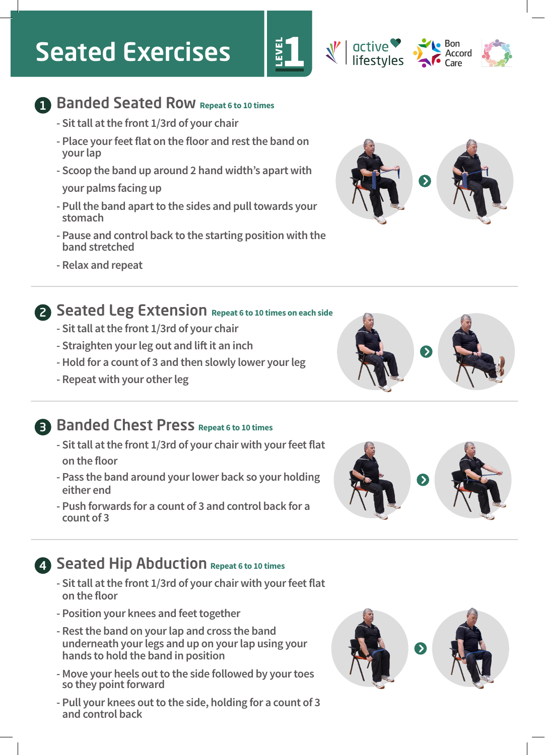# Seated Exercises

LEVEL 1

active lifestyles | Bon Accord Care

## 1 Banded Seated Row Repeat 6 to 10 times

- Sit tall at the front 1/3rd of your chair
- Place your feet flat on the floor and rest the band on your lap
- Scoop the band up around 2 hand width's apart with your palms facing up
- Pull the band apart to the sides and pull towards your stomach
- Pause and control back to the starting position with the band stretched
- Relax and repeat

## 2 Seated Leg Extension Repeat 6 to 10 times on each side

- Sit tall at the front 1/3rd of your chair
- Straighten your leg out and lift it an inch
- Hold for a count of 3 and then slowly lower your leg
- Repeat with your other leg

## 3 Banded Chest Press Repeat 6 to 10 times

- Sit tall at the front 1/3rd of your chair with your feet flat on the floor
- Pass the band around your lower back so your holding either end
- Push forwards for a count of 3 and control back for a count of 3

## 4 Seated Hip Abduction Repeat 6 to 10 times

- Sit tall at the front 1/3rd of your chair with your feet flat on the floor
- Position your knees and feet together
- Rest the band on your lap and cross the band underneath your legs and up on your lap using your hands to hold the band in position
- Move your heels out to the side followed by your toes so they point forward
- Pull your knees out to the side, holding for a count of 3 and control back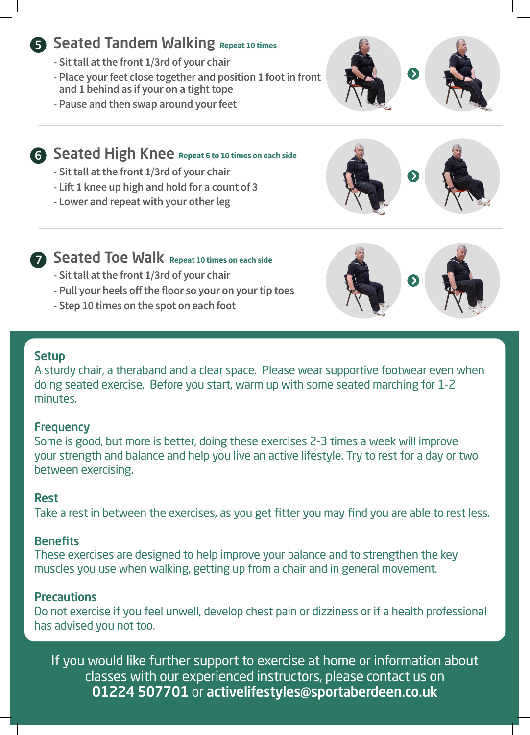## 5 Seated Tandem Walking **Repeat 10 times**

- Sit tall at the front 1/3rd of your chair
- Place your feet close together and position 1 foot in front and 1 behind as if your on a tight tope
- Pause and then swap around your feet

## 6 Seated High Knee **Repeat 6 to 10 times on each side**

- Sit tall at the front 1/3rd of your chair
- Lift 1 knee up high and hold for a count of 3
- Lower and repeat with your other leg

## 7 Seated Toe Walk **Repeat 10 times on each side**

- Sit tall at the front 1/3rd of your chair
- Pull your heels off the floor so your on your tip toes
- Step 10 times on the spot on each foot

### Setup

A sturdy chair, a theraband and a clear space. Please wear supportive footwear even when doing seated exercise. Before you start, warm up with some seated marching for 1-2 minutes.

### Frequency

Some is good, but more is better, doing these exercises 2-3 times a week will improve your strength and balance and help you live an active lifestyle. Try to rest for a day or two between exercising.

### Rest

Take a rest in between the exercises, as you get fitter you may find you are able to rest less.

### Benefits

These exercises are designed to help improve your balance and to strengthen the key muscles you use when walking, getting up from a chair and in general movement.

### Precautions

Do not exercise if you feel unwell, develop chest pain or dizziness or if a health professional has advised you not too.

If you would like further support to exercise at home or information about classes with our experienced instructors, please contact us on **01224 507701** or **activelifestyles@sportaberdeen.co.uk**